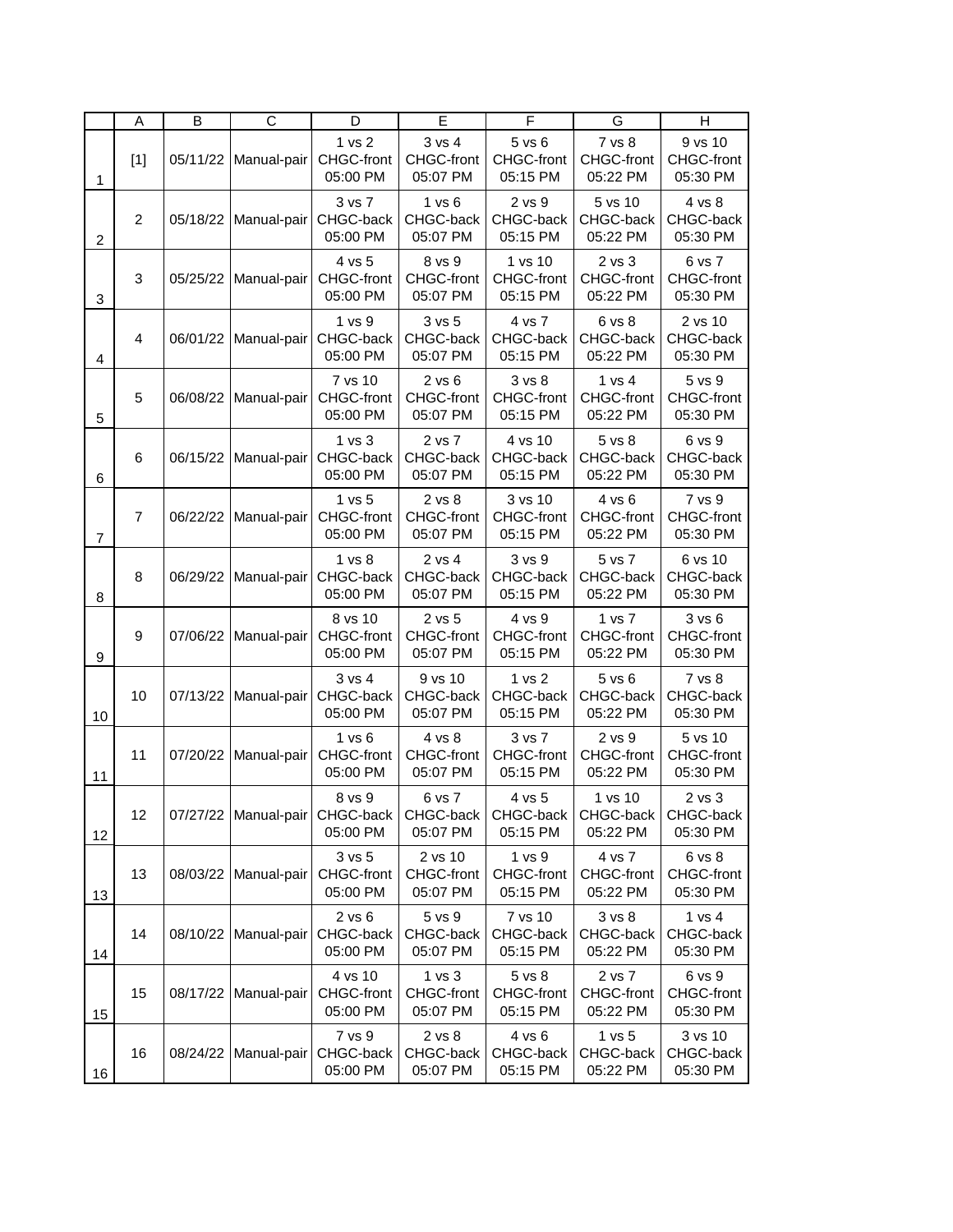| | A | B | C | D | E | F | G | H |
|---|---|---|---|---|---|---|---|---|
| 1 | [1] | 05/11/22 | Manual-pair | 1 vs 2 CHGC-front 05:00 PM | 3 vs 4 CHGC-front 05:07 PM | 5 vs 6 CHGC-front 05:15 PM | 7 vs 8 CHGC-front 05:22 PM | 9 vs 10 CHGC-front 05:30 PM |
| 2 | 2 | 05/18/22 | Manual-pair | 3 vs 7 CHGC-back 05:00 PM | 1 vs 6 CHGC-back 05:07 PM | 2 vs 9 CHGC-back 05:15 PM | 5 vs 10 CHGC-back 05:22 PM | 4 vs 8 CHGC-back 05:30 PM |
| 3 | 3 | 05/25/22 | Manual-pair | 4 vs 5 CHGC-front 05:00 PM | 8 vs 9 CHGC-front 05:07 PM | 1 vs 10 CHGC-front 05:15 PM | 2 vs 3 CHGC-front 05:22 PM | 6 vs 7 CHGC-front 05:30 PM |
| 4 | 4 | 06/01/22 | Manual-pair | 1 vs 9 CHGC-back 05:00 PM | 3 vs 5 CHGC-back 05:07 PM | 4 vs 7 CHGC-back 05:15 PM | 6 vs 8 CHGC-back 05:22 PM | 2 vs 10 CHGC-back 05:30 PM |
| 5 | 5 | 06/08/22 | Manual-pair | 7 vs 10 CHGC-front 05:00 PM | 2 vs 6 CHGC-front 05:07 PM | 3 vs 8 CHGC-front 05:15 PM | 1 vs 4 CHGC-front 05:22 PM | 5 vs 9 CHGC-front 05:30 PM |
| 6 | 6 | 06/15/22 | Manual-pair | 1 vs 3 CHGC-back 05:00 PM | 2 vs 7 CHGC-back 05:07 PM | 4 vs 10 CHGC-back 05:15 PM | 5 vs 8 CHGC-back 05:22 PM | 6 vs 9 CHGC-back 05:30 PM |
| 7 | 7 | 06/22/22 | Manual-pair | 1 vs 5 CHGC-front 05:00 PM | 2 vs 8 CHGC-front 05:07 PM | 3 vs 10 CHGC-front 05:15 PM | 4 vs 6 CHGC-front 05:22 PM | 7 vs 9 CHGC-front 05:30 PM |
| 8 | 8 | 06/29/22 | Manual-pair | 1 vs 8 CHGC-back 05:00 PM | 2 vs 4 CHGC-back 05:07 PM | 3 vs 9 CHGC-back 05:15 PM | 5 vs 7 CHGC-back 05:22 PM | 6 vs 10 CHGC-back 05:30 PM |
| 9 | 9 | 07/06/22 | Manual-pair | 8 vs 10 CHGC-front 05:00 PM | 2 vs 5 CHGC-front 05:07 PM | 4 vs 9 CHGC-front 05:15 PM | 1 vs 7 CHGC-front 05:22 PM | 3 vs 6 CHGC-front 05:30 PM |
| 10 | 10 | 07/13/22 | Manual-pair | 3 vs 4 CHGC-back 05:00 PM | 9 vs 10 CHGC-back 05:07 PM | 1 vs 2 CHGC-back 05:15 PM | 5 vs 6 CHGC-back 05:22 PM | 7 vs 8 CHGC-back 05:30 PM |
| 11 | 11 | 07/20/22 | Manual-pair | 1 vs 6 CHGC-front 05:00 PM | 4 vs 8 CHGC-front 05:07 PM | 3 vs 7 CHGC-front 05:15 PM | 2 vs 9 CHGC-front 05:22 PM | 5 vs 10 CHGC-front 05:30 PM |
| 12 | 12 | 07/27/22 | Manual-pair | 8 vs 9 CHGC-back 05:00 PM | 6 vs 7 CHGC-back 05:07 PM | 4 vs 5 CHGC-back 05:15 PM | 1 vs 10 CHGC-back 05:22 PM | 2 vs 3 CHGC-back 05:30 PM |
| 13 | 13 | 08/03/22 | Manual-pair | 3 vs 5 CHGC-front 05:00 PM | 2 vs 10 CHGC-front 05:07 PM | 1 vs 9 CHGC-front 05:15 PM | 4 vs 7 CHGC-front 05:22 PM | 6 vs 8 CHGC-front 05:30 PM |
| 14 | 14 | 08/10/22 | Manual-pair | 2 vs 6 CHGC-back 05:00 PM | 5 vs 9 CHGC-back 05:07 PM | 7 vs 10 CHGC-back 05:15 PM | 3 vs 8 CHGC-back 05:22 PM | 1 vs 4 CHGC-back 05:30 PM |
| 15 | 15 | 08/17/22 | Manual-pair | 4 vs 10 CHGC-front 05:00 PM | 1 vs 3 CHGC-front 05:07 PM | 5 vs 8 CHGC-front 05:15 PM | 2 vs 7 CHGC-front 05:22 PM | 6 vs 9 CHGC-front 05:30 PM |
| 16 | 16 | 08/24/22 | Manual-pair | 7 vs 9 CHGC-back 05:00 PM | 2 vs 8 CHGC-back 05:07 PM | 4 vs 6 CHGC-back 05:15 PM | 1 vs 5 CHGC-back 05:22 PM | 3 vs 10 CHGC-back 05:30 PM |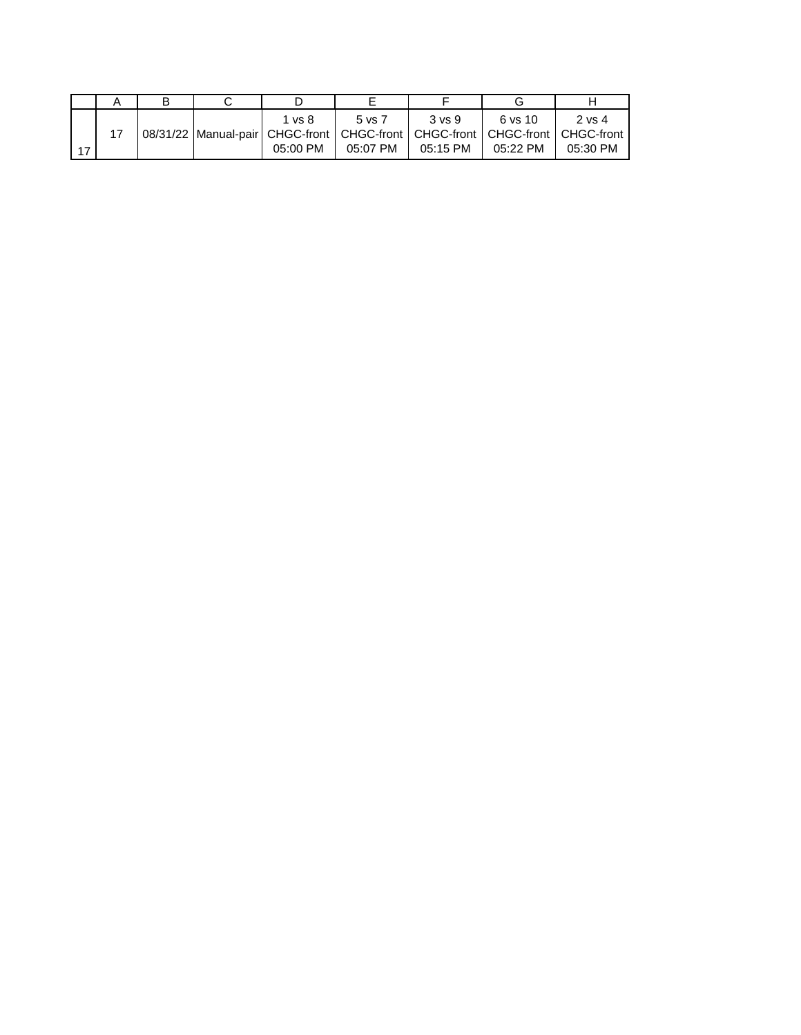| | A | B | C | D | E | F | G | H |
|---|---|---|---|---|---|---|---|---|
| 17 | 17 | 08/31/22 | Manual-pair | 1 vs 8 CHGC-front 05:00 PM | 5 vs 7 CHGC-front 05:07 PM | 3 vs 9 CHGC-front 05:15 PM | 6 vs 10 CHGC-front 05:22 PM | 2 vs 4 CHGC-front 05:30 PM |